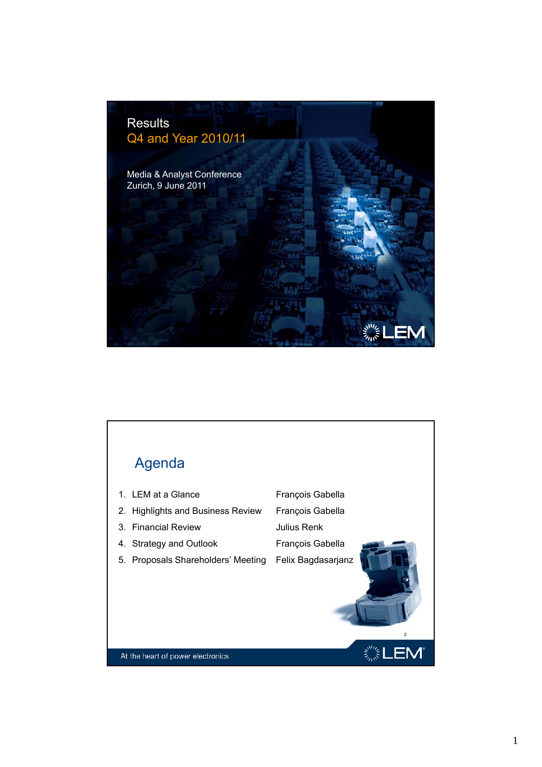# Results

## Q4 and Year 2010/11

Media & Analyst Conference
Zurich, 9 June 2011

## Agenda

1. LEM at a Glance — François Gabella
2. Highlights and Business Review — François Gabella
3. Financial Review — Julius Renk
4. Strategy and Outlook — François Gabella
5. Proposals Shareholders' Meeting — Felix Bagdasarjanz

At the heart of power electronics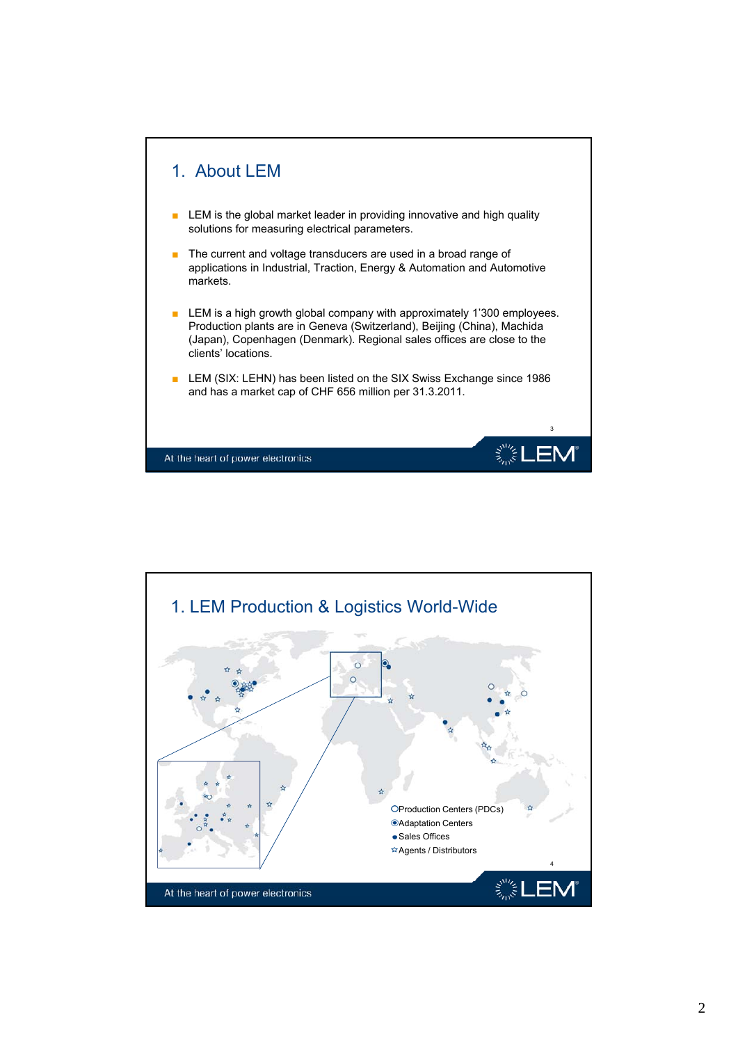## 1. About LEM

- LEM is the global market leader in providing innovative and high quality solutions for measuring electrical parameters.
- The current and voltage transducers are used in a broad range of applications in Industrial, Traction, Energy & Automation and Automotive markets.
- LEM is a high growth global company with approximately 1'300 employees. Production plants are in Geneva (Switzerland), Beijing (China), Machida (Japan), Copenhagen (Denmark). Regional sales offices are close to the clients' locations.
- LEM (SIX: LEHN) has been listed on the SIX Swiss Exchange since 1986 and has a market cap of CHF 656 million per 31.3.2011.

At the heart of power electronics

## 1. LEM Production & Logistics World-Wide

- Production Centers (PDCs)
- Adaptation Centers
- Sales Offices
- Agents / Distributors

At the heart of power electronics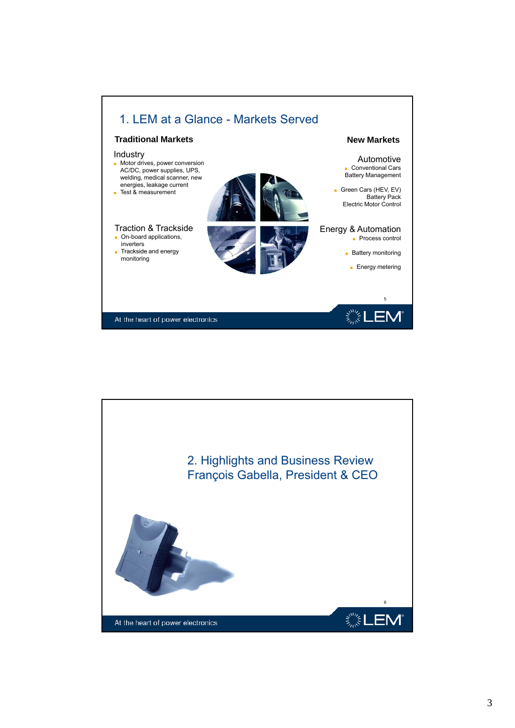# 1. LEM at a Glance - Markets Served

## Traditional Markets

### Industry

- Motor drives, power conversion AC/DC, power supplies, UPS, welding, medical scanner, new energies, leakage current
- Test & measurement

### Traction & Trackside

- On-board applications, inverters
- Trackside and energy monitoring

## New Markets

### Automotive

- Conventional Cars
  Battery Management
- Green Cars (HEV, EV)
  Battery Pack
  Electric Motor Control

### Energy & Automation

- Process control
- Battery monitoring
- Energy metering

At the heart of power electronics

---

# 2. Highlights and Business Review
## François Gabella, President & CEO

At the heart of power electronics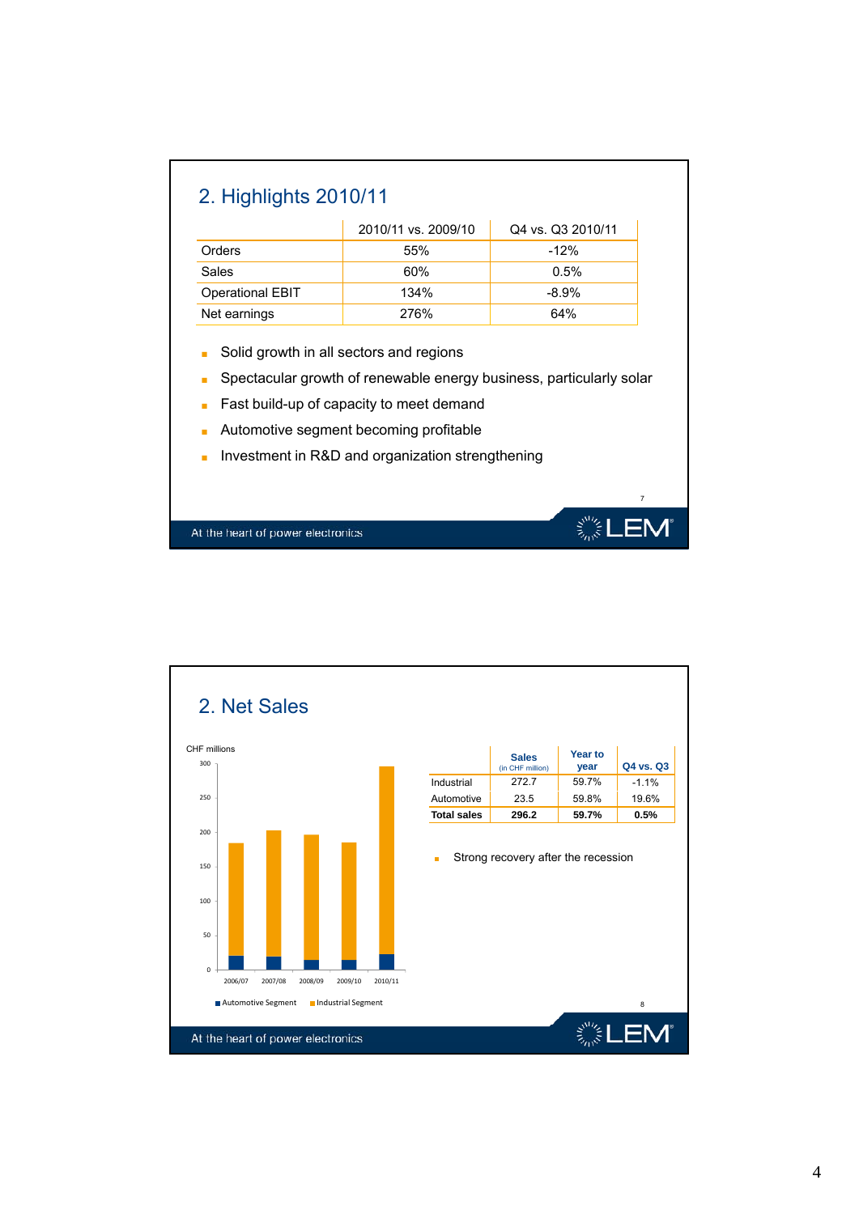## 2. Highlights 2010/11

| | 2010/11 vs. 2009/10 | Q4 vs. Q3 2010/11 |
|---|---|---|
| Orders | 55% | -12% |
| Sales | 60% | 0.5% |
| Operational EBIT | 134% | -8.9% |
| Net earnings | 276% | 64% |

- Solid growth in all sectors and regions
- Spectacular growth of renewable energy business, particularly solar
- Fast build-up of capacity to meet demand
- Automotive segment becoming profitable
- Investment in R&D and organization strengthening

At the heart of power electronics

## 2. Net Sales

CHF millions

| | Sales (in CHF million) | Year to year | Q4 vs. Q3 |
|---|---|---|---|
| Industrial | 272.7 | 59.7% | -1.1% |
| Automotive | 23.5 | 59.8% | 19.6% |
| **Total sales** | **296.2** | **59.7%** | **0.5%** |

- Strong recovery after the recession

At the heart of power electronics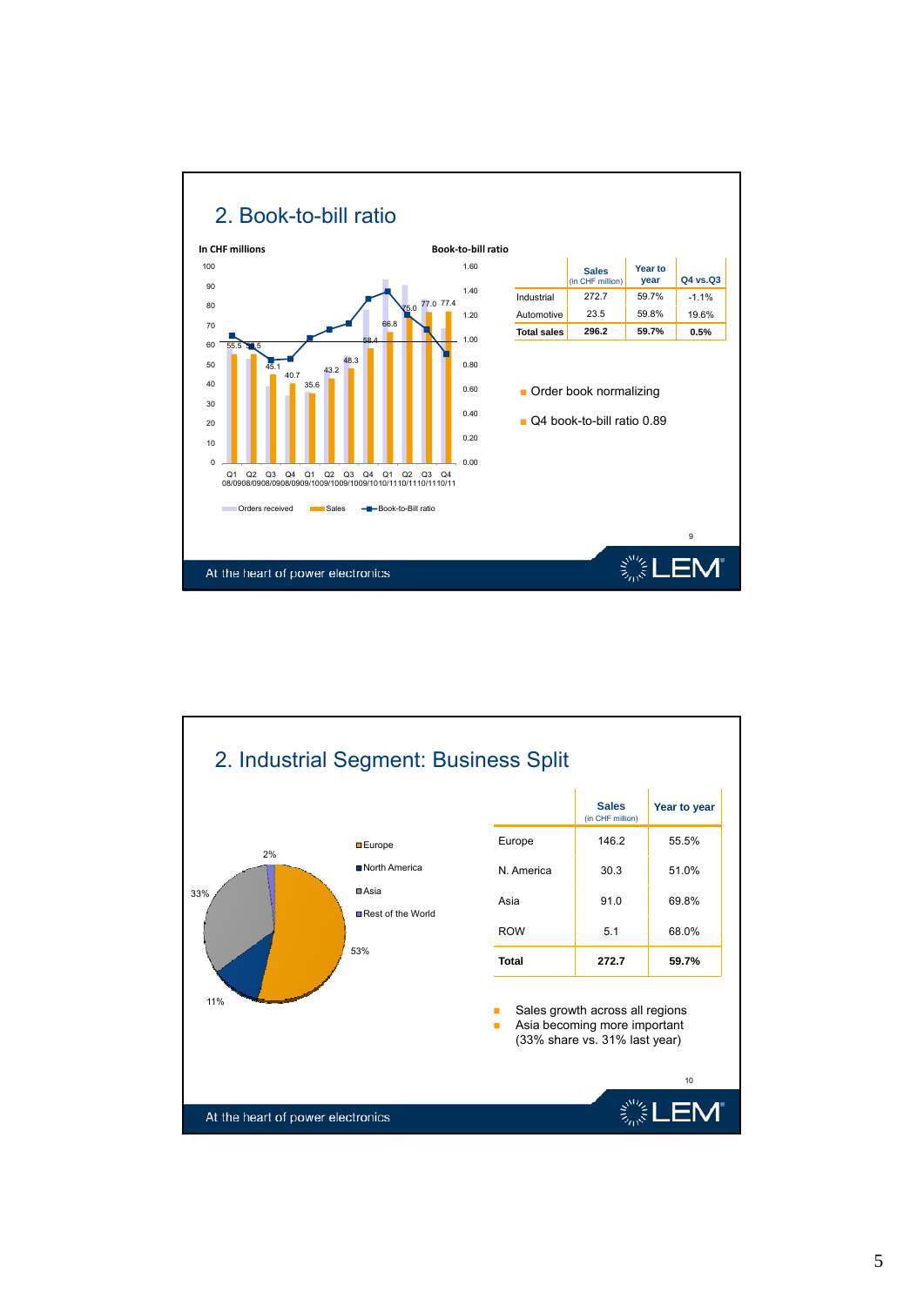## 2. Book-to-bill ratio

In CHF millions — Book-to-bill ratio

Quarters: Q1 08/09, Q2 08/09, Q3 08/09, Q4 08/09, Q1 09/10, Q2 09/10, Q3 09/10, Q4 09/10, Q1 10/11, Q2 10/11, Q3 10/11, Q4 10/11

Sales: 55.5, 55.5, 45.1, 40.7, 35.6, 43.2, 48.3, 58.4, 66.8, 75.0, 77.0, 77.4

Legend: Orders received, Sales, Book-to-Bill ratio

| | Sales (in CHF million) | Year to year | Q4 vs.Q3 |
|---|---|---|---|
| Industrial | 272.7 | 59.7% | -1.1% |
| Automotive | 23.5 | 59.8% | 19.6% |
| **Total sales** | **296.2** | **59.7%** | **0.5%** |

- Order book normalizing
- Q4 book-to-bill ratio 0.89

At the heart of power electronics

## 2. Industrial Segment: Business Split

Europe 53%, North America 11%, Asia 33%, Rest of the World 2%

| | Sales (in CHF million) | Year to year |
|---|---|---|
| Europe | 146.2 | 55.5% |
| N. America | 30.3 | 51.0% |
| Asia | 91.0 | 69.8% |
| ROW | 5.1 | 68.0% |
| **Total** | **272.7** | **59.7%** |

- Sales growth across all regions
- Asia becoming more important (33% share vs. 31% last year)

At the heart of power electronics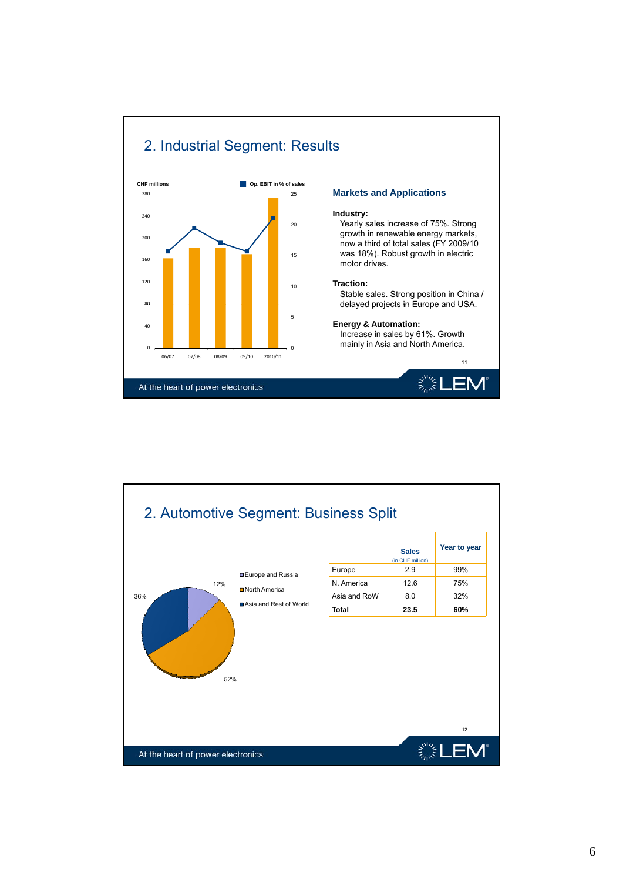## 2. Industrial Segment: Results

CHF millions | Op. EBIT in % of sales

06/07 | 07/08 | 08/09 | 09/10 | 2010/11

### Markets and Applications

**Industry:**
Yearly sales increase of 75%. Strong growth in renewable energy markets, now a third of total sales (FY 2009/10 was 18%). Robust growth in electric motor drives.

**Traction:**
Stable sales. Strong position in China / delayed projects in Europe and USA.

**Energy & Automation:**
Increase in sales by 61%. Growth mainly in Asia and North America.

At the heart of power electronics

## 2. Automotive Segment: Business Split

Europe and Russia 12%
North America 52%
Asia and Rest of World 36%

| | Sales (in CHF million) | Year to year |
|---|---|---|
| Europe | 2.9 | 99% |
| N. America | 12.6 | 75% |
| Asia and RoW | 8.0 | 32% |
| **Total** | **23.5** | **60%** |

At the heart of power electronics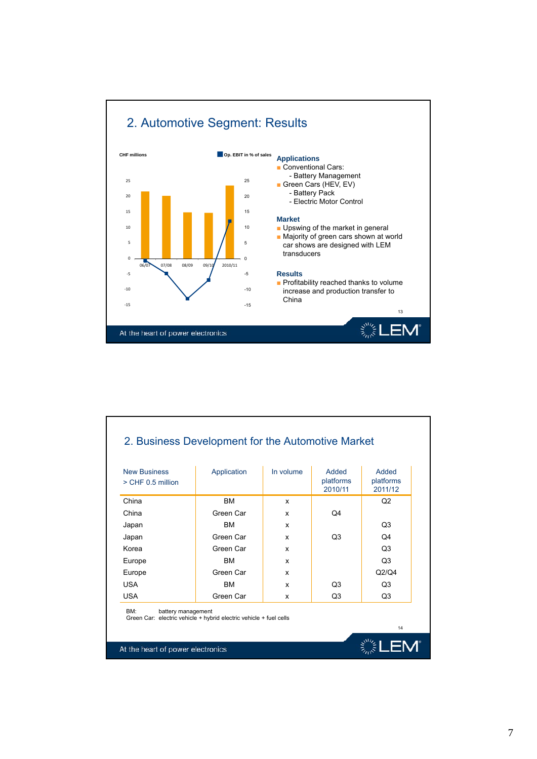## 2. Automotive Segment: Results

CHF millions | Op. EBIT in % of sales

(Chart: bars for 06/07, 07/08, 08/09, 09/10, 2010/11; left axis 25 to -15, right axis 25 to -15)

**Applications**

- Conventional Cars:
  - Battery Management
- Green Cars (HEV, EV)
  - Battery Pack
  - Electric Motor Control

**Market**

- Upswing of the market in general
- Majority of green cars shown at world car shows are designed with LEM transducers

**Results**

- Profitability reached thanks to volume increase and production transfer to China

At the heart of power electronics

## 2. Business Development for the Automotive Market

| New Business > CHF 0.5 million | Application | In volume | Added platforms 2010/11 | Added platforms 2011/12 |
|---|---|---|---|---|
| China | BM | x | | Q2 |
| China | Green Car | x | Q4 | |
| Japan | BM | x | | Q3 |
| Japan | Green Car | x | Q3 | Q4 |
| Korea | Green Car | x | | Q3 |
| Europe | BM | x | | Q3 |
| Europe | Green Car | x | | Q2/Q4 |
| USA | BM | x | Q3 | Q3 |
| USA | Green Car | x | Q3 | Q3 |

BM: battery management
Green Car: electric vehicle + hybrid electric vehicle + fuel cells

At the heart of power electronics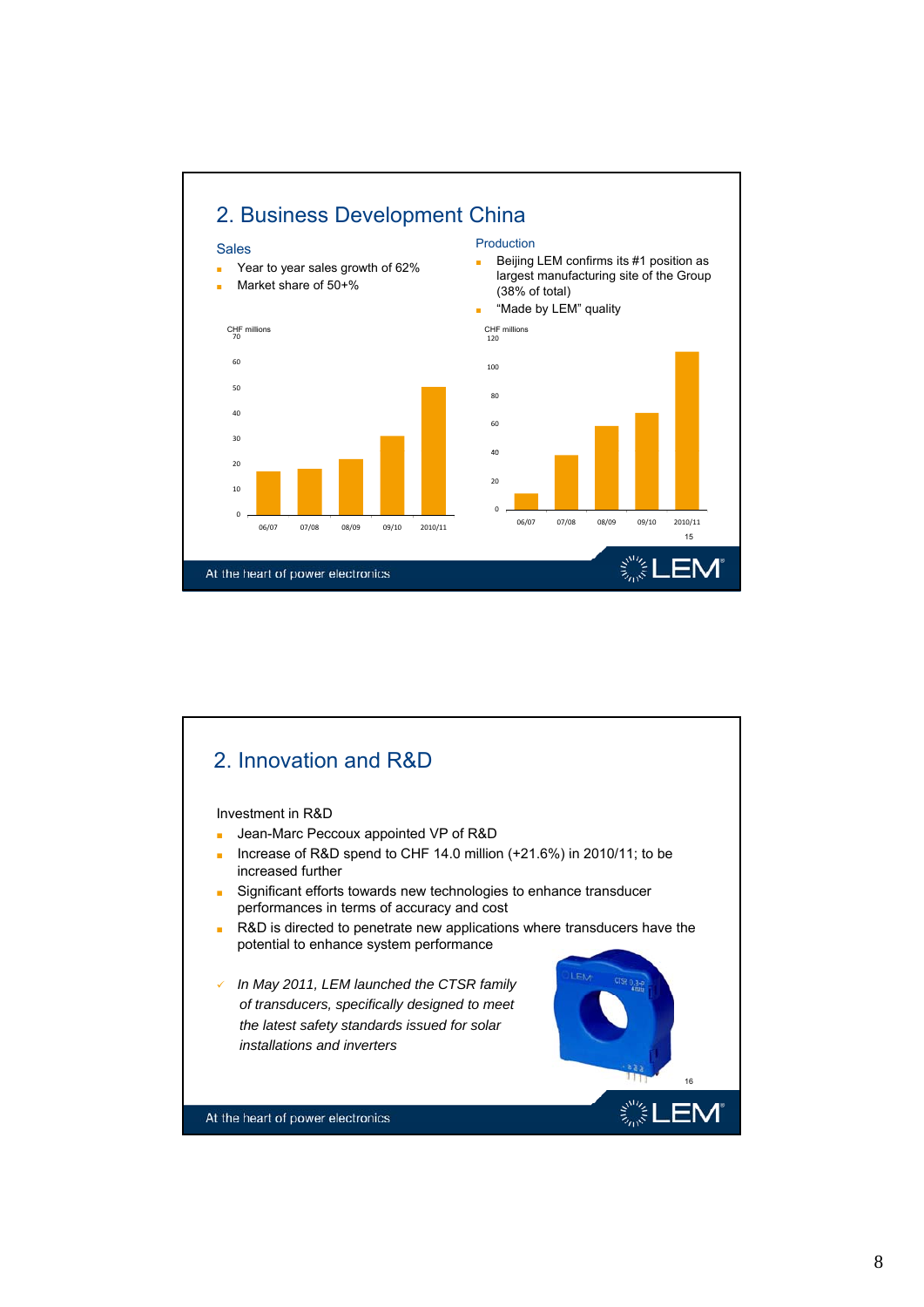## 2. Business Development China

### Sales

- Year to year sales growth of 62%
- Market share of 50+%

CHF millions

| | 06/07 | 07/08 | 08/09 | 09/10 | 2010/11 |
|---|---|---|---|---|---|

### Production

- Beijing LEM confirms its #1 position as largest manufacturing site of the Group (38% of total)
- "Made by LEM" quality

CHF millions

| | 06/07 | 07/08 | 08/09 | 09/10 | 2010/11 |
|---|---|---|---|---|---|

At the heart of power electronics

## 2. Innovation and R&D

Investment in R&D

- Jean-Marc Peccoux appointed VP of R&D
- Increase of R&D spend to CHF 14.0 million (+21.6%) in 2010/11; to be increased further
- Significant efforts towards new technologies to enhance transducer performances in terms of accuracy and cost
- R&D is directed to penetrate new applications where transducers have the potential to enhance system performance

✓ *In May 2011, LEM launched the CTSR family of transducers, specifically designed to meet the latest safety standards issued for solar installations and inverters*

At the heart of power electronics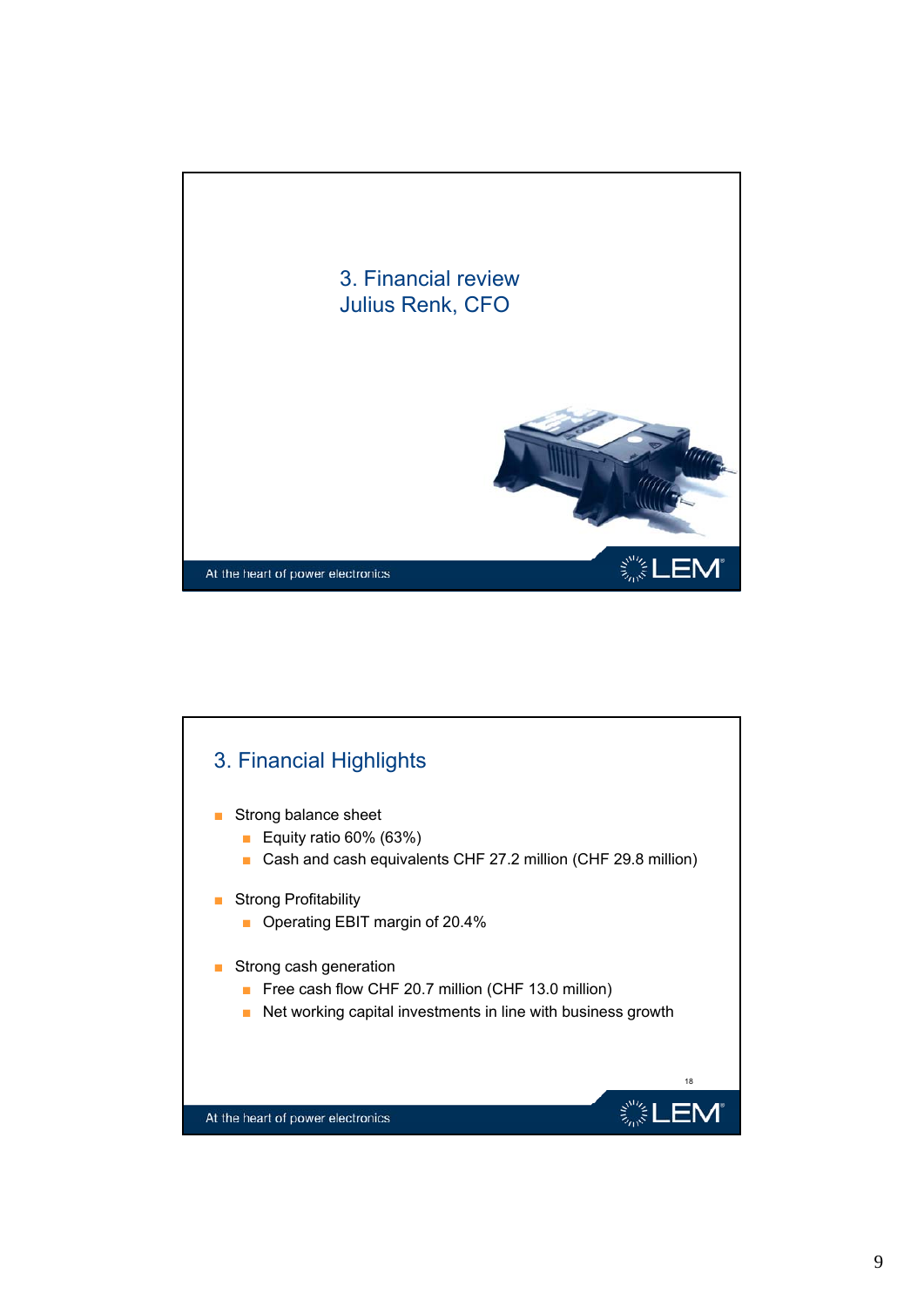## 3. Financial review
## Julius Renk, CFO

At the heart of power electronics

## 3. Financial Highlights

- Strong balance sheet
  - Equity ratio 60% (63%)
  - Cash and cash equivalents CHF 27.2 million (CHF 29.8 million)
- Strong Profitability
  - Operating EBIT margin of 20.4%
- Strong cash generation
  - Free cash flow CHF 20.7 million (CHF 13.0 million)
  - Net working capital investments in line with business growth

At the heart of power electronics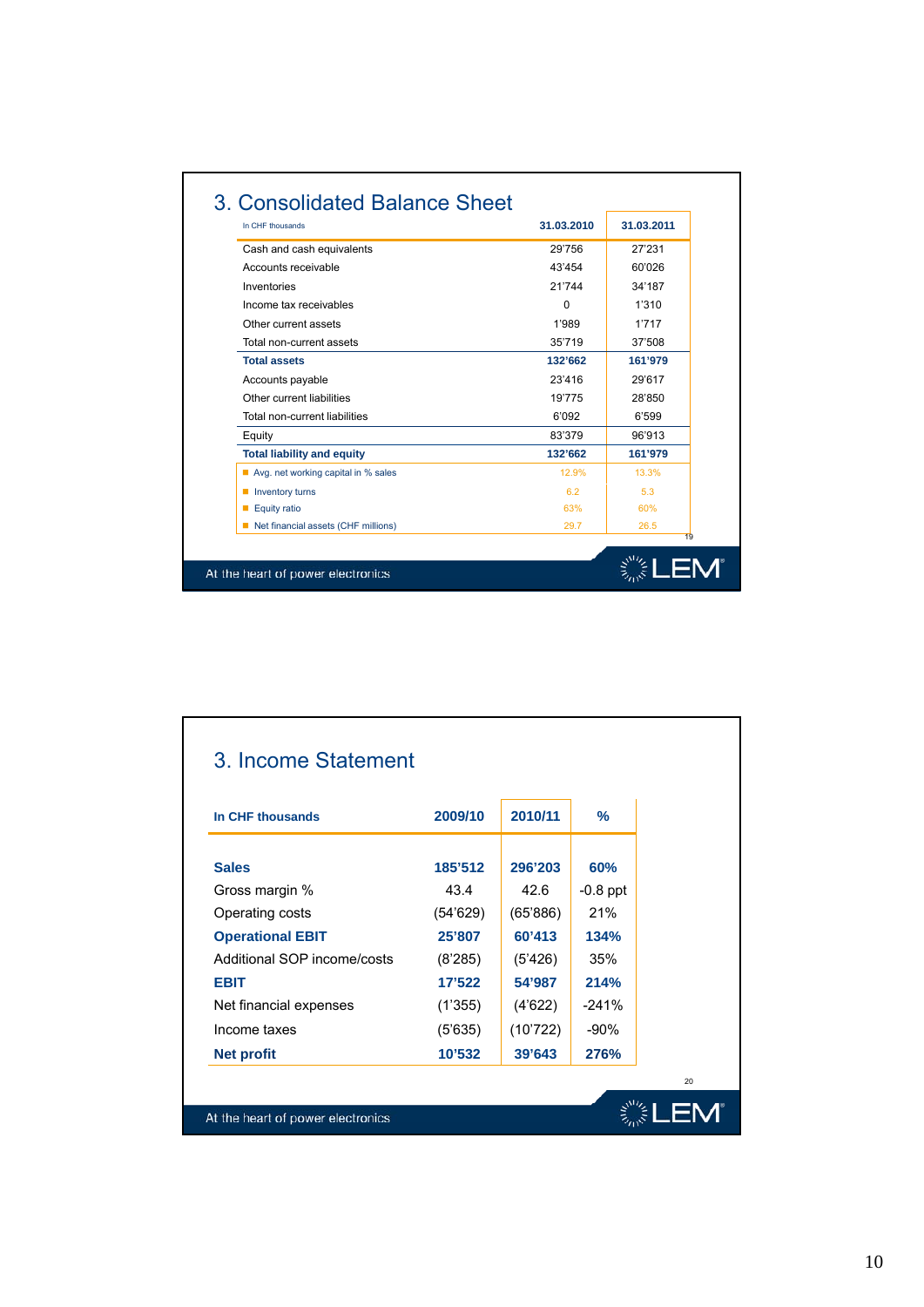## 3. Consolidated Balance Sheet

| In CHF thousands | 31.03.2010 | 31.03.2011 |
|---|---|---|
| Cash and cash equivalents | 29'756 | 27'231 |
| Accounts receivable | 43'454 | 60'026 |
| Inventories | 21'744 | 34'187 |
| Income tax receivables | 0 | 1'310 |
| Other current assets | 1'989 | 1'717 |
| Total non-current assets | 35'719 | 37'508 |
| **Total assets** | **132'662** | **161'979** |
| Accounts payable | 23'416 | 29'617 |
| Other current liabilities | 19'775 | 28'850 |
| Total non-current liabilities | 6'092 | 6'599 |
| Equity | 83'379 | 96'913 |
| **Total liability and equity** | **132'662** | **161'979** |
| Avg. net working capital in % sales | 12.9% | 13.3% |
| Inventory turns | 6.2 | 5.3 |
| Equity ratio | 63% | 60% |
| Net financial assets (CHF millions) | 29.7 | 26.5 |

At the heart of power electronics

## 3. Income Statement

| In CHF thousands | 2009/10 | 2010/11 | % |
|---|---|---|---|
| **Sales** | **185'512** | **296'203** | **60%** |
| Gross margin % | 43.4 | 42.6 | -0.8 ppt |
| Operating costs | (54'629) | (65'886) | 21% |
| **Operational EBIT** | **25'807** | **60'413** | **134%** |
| Additional SOP income/costs | (8'285) | (5'426) | 35% |
| **EBIT** | **17'522** | **54'987** | **214%** |
| Net financial expenses | (1'355) | (4'622) | -241% |
| Income taxes | (5'635) | (10'722) | -90% |
| **Net profit** | **10'532** | **39'643** | **276%** |

At the heart of power electronics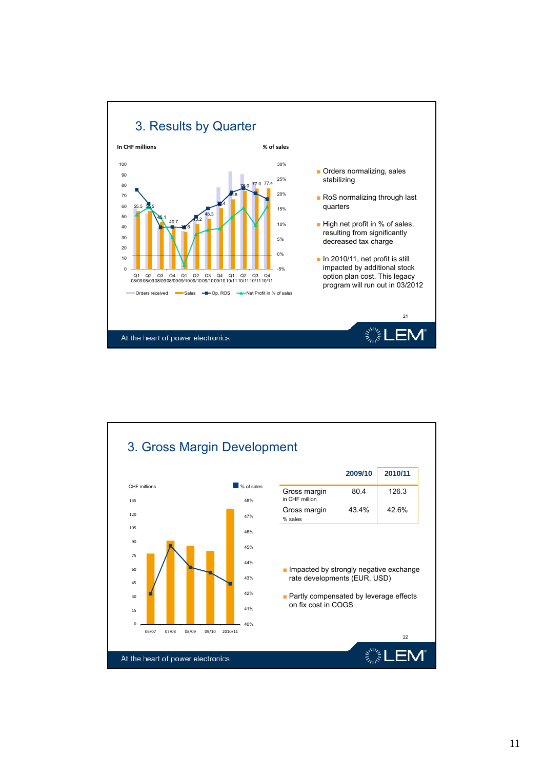# 3. Results by Quarter

In CHF millions | % of sales

Q1 08/09, Q2 08/09, Q3 08/09, Q4 08/09, Q1 09/10, Q2 09/10, Q3 09/10, Q4 09/10, Q1 10/11, Q2 10/11, Q3 10/11, Q4 10/11

Sales: 55.5, 55.5, 45.1, 40.7, 35.6, 43.2, 48.3, 58.4, 68.8, 75.0, 77.0, 77.4

Orders received — Sales — Op. ROS — Net Profit in % of sales

- Orders normalizing, sales stabilizing
- RoS normalizing through last quarters
- High net profit in % of sales, resulting from significantly decreased tax charge
- In 2010/11, net profit is still impacted by additional stock option plan cost. This legacy program will run out in 03/2012

21

# 3. Gross Margin Development

CHF millions | % of sales

06/07, 07/08, 08/09, 09/10, 2010/11

| | 2009/10 | 2010/11 |
|---|---|---|
| Gross margin in CHF million | 80.4 | 126.3 |
| Gross margin % sales | 43.4% | 42.6% |

- Impacted by strongly negative exchange rate developments (EUR, USD)
- Partly compensated by leverage effects on fix cost in COGS

22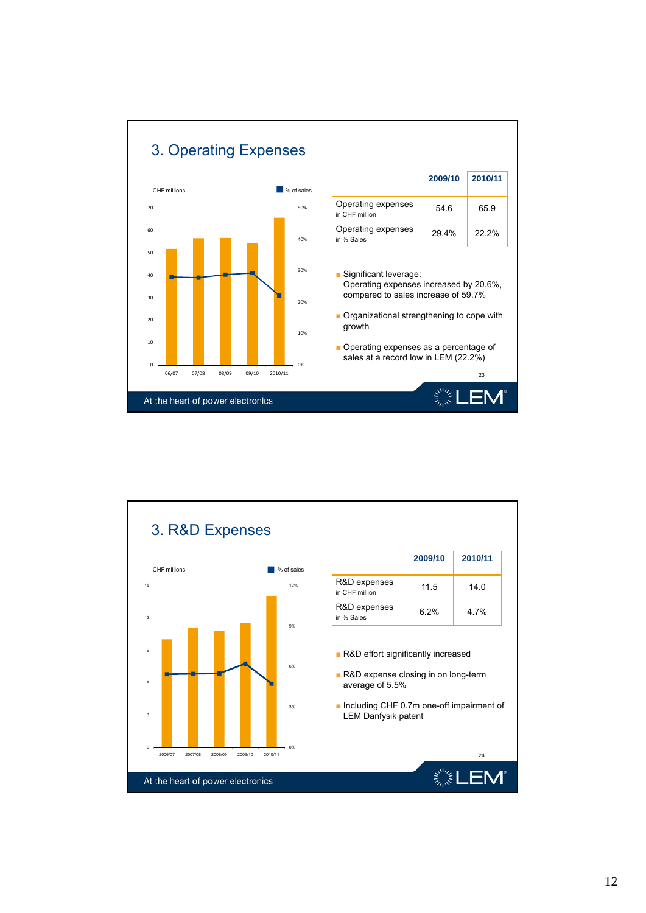# 3. Operating Expenses

CHF millions — % of sales

| | 2009/10 | 2010/11 |
|---|---|---|
| Operating expenses in CHF million | 54.6 | 65.9 |
| Operating expenses in % Sales | 29.4% | 22.2% |

- Significant leverage: Operating expenses increased by 20.6%, compared to sales increase of 59.7%
- Organizational strengthening to cope with growth
- Operating expenses as a percentage of sales at a record low in LEM (22.2%)

At the heart of power electronics

# 3. R&D Expenses

CHF millions — % of sales

| | 2009/10 | 2010/11 |
|---|---|---|
| R&D expenses in CHF million | 11.5 | 14.0 |
| R&D expenses in % Sales | 6.2% | 4.7% |

- R&D effort significantly increased
- R&D expense closing in on long-term average of 5.5%
- Including CHF 0.7m one-off impairment of LEM Danfysik patent

At the heart of power electronics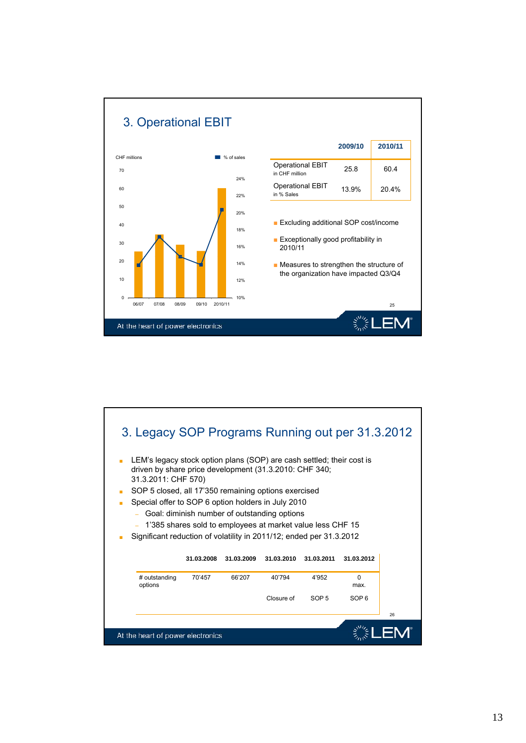# 3. Operational EBIT

| | 2009/10 | 2010/11 |
|---|---|---|
| Operational EBIT in CHF million | 25.8 | 60.4 |
| Operational EBIT in % Sales | 13.9% | 20.4% |

- Excluding additional SOP cost/income
- Exceptionally good profitability in 2010/11
- Measures to strengthen the structure of the organization have impacted Q3/Q4

At the heart of power electronics

# 3. Legacy SOP Programs Running out per 31.3.2012

- LEM's legacy stock option plans (SOP) are cash settled; their cost is driven by share price development (31.3.2010: CHF 340; 31.3.2011: CHF 570)
- SOP 5 closed, all 17'350 remaining options exercised
- Special offer to SOP 6 option holders in July 2010
  - Goal: diminish number of outstanding options
  - 1'385 shares sold to employees at market value less CHF 15
- Significant reduction of volatility in 2011/12; ended per 31.3.2012

| | 31.03.2008 | 31.03.2009 | 31.03.2010 | 31.03.2011 | 31.03.2012 |
|---|---|---|---|---|---|
| # outstanding options | 70'457 | 66'207 | 40'794 | 4'952 | 0 max. |
| | | | Closure of | SOP 5 | SOP 6 |

At the heart of power electronics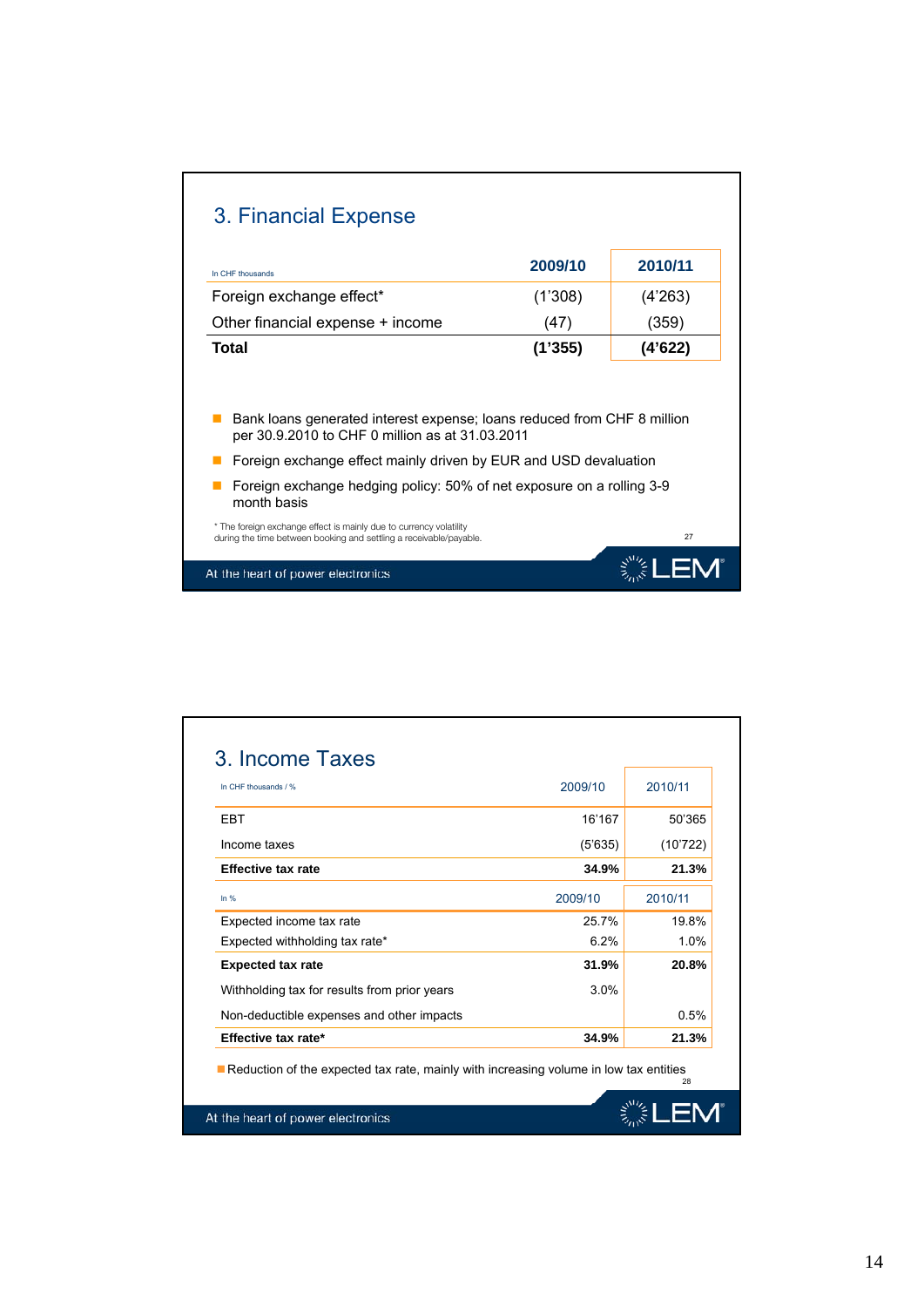## 3. Financial Expense

| In CHF thousands | 2009/10 | 2010/11 |
|---|---|---|
| Foreign exchange effect* | (1'308) | (4'263) |
| Other financial expense + income | (47) | (359) |
| **Total** | **(1'355)** | **(4'622)** |

- Bank loans generated interest expense; loans reduced from CHF 8 million per 30.9.2010 to CHF 0 million as at 31.03.2011
- Foreign exchange effect mainly driven by EUR and USD devaluation
- Foreign exchange hedging policy: 50% of net exposure on a rolling 3-9 month basis

\* The foreign exchange effect is mainly due to currency volatility during the time between booking and settling a receivable/payable.

At the heart of power electronics

LEM

## 3. Income Taxes

| In CHF thousands / % | 2009/10 | 2010/11 |
|---|---|---|
| EBT | 16'167 | 50'365 |
| Income taxes | (5'635) | (10'722) |
| **Effective tax rate** | **34.9%** | **21.3%** |

| In % | 2009/10 | 2010/11 |
|---|---|---|
| Expected income tax rate | 25.7% | 19.8% |
| Expected withholding tax rate* | 6.2% | 1.0% |
| **Expected tax rate** | **31.9%** | **20.8%** |
| Withholding tax for results from prior years | 3.0% | |
| Non-deductible expenses and other impacts | | 0.5% |
| **Effective tax rate*** | **34.9%** | **21.3%** |

- Reduction of the expected tax rate, mainly with increasing volume in low tax entities

At the heart of power electronics

LEM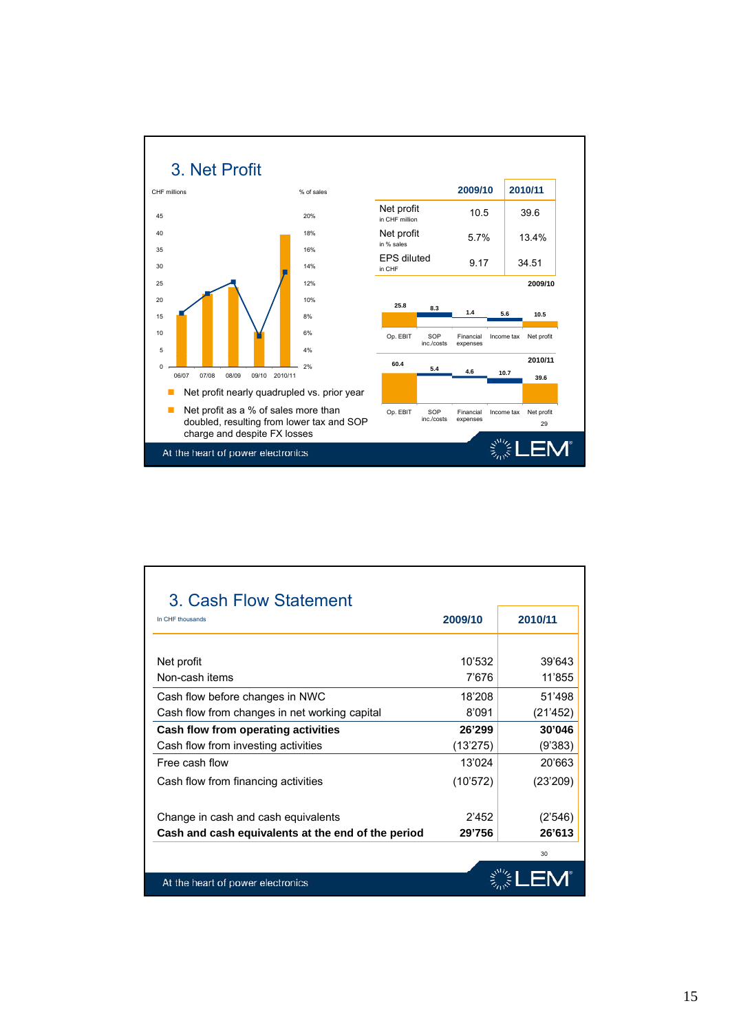## 3. Net Profit

CHF millions / % of sales

| | 2009/10 | 2010/11 |
|---|---|---|
| Net profit (in CHF million) | 10.5 | 39.6 |
| Net profit (in % sales) | 5.7% | 13.4% |
| EPS diluted (in CHF) | 9.17 | 34.51 |

2009/10

| Op. EBIT | SOP inc./costs | Financial expenses | Income tax | Net profit |
|---|---|---|---|---|
| 25.8 | 8.3 | 1.4 | 5.6 | 10.5 |

2010/11

| Op. EBIT | SOP inc./costs | Financial expenses | Income tax | Net profit |
|---|---|---|---|---|
| 60.4 | 5.4 | 4.6 | 10.7 | 39.6 |

- Net profit nearly quadrupled vs. prior year
- Net profit as a % of sales more than doubled, resulting from lower tax and SOP charge and despite FX losses

At the heart of power electronics

LEM

## 3. Cash Flow Statement

In CHF thousands

| | 2009/10 | 2010/11 |
|---|---|---|
| Net profit | 10'532 | 39'643 |
| Non-cash items | 7'676 | 11'855 |
| Cash flow before changes in NWC | 18'208 | 51'498 |
| Cash flow from changes in net working capital | 8'091 | (21'452) |
| **Cash flow from operating activities** | **26'299** | **30'046** |
| Cash flow from investing activities | (13'275) | (9'383) |
| Free cash flow | 13'024 | 20'663 |
| Cash flow from financing activities | (10'572) | (23'209) |
| Change in cash and cash equivalents | 2'452 | (2'546) |
| **Cash and cash equivalents at the end of the period** | **29'756** | **26'613** |

At the heart of power electronics

LEM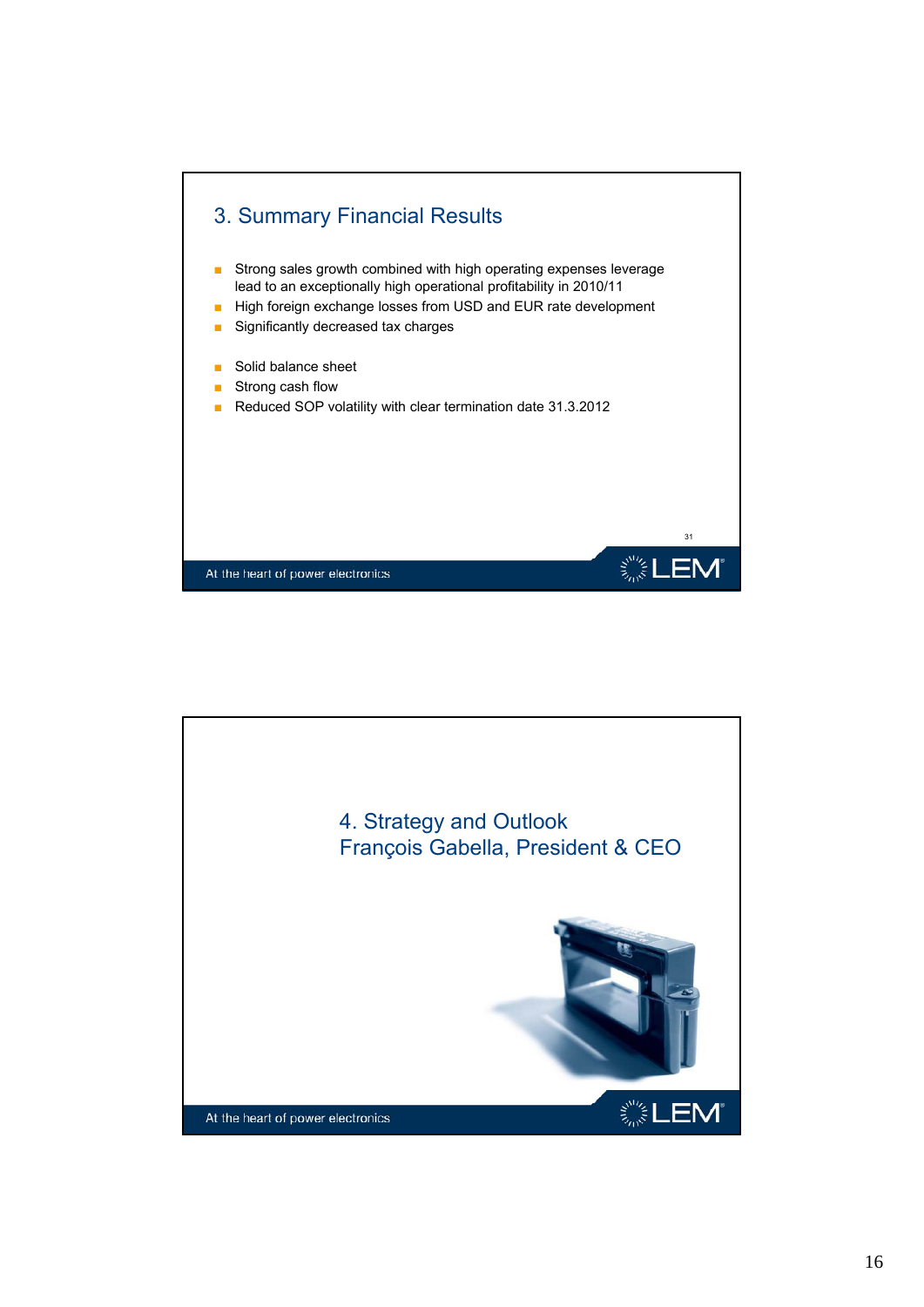## 3. Summary Financial Results

- Strong sales growth combined with high operating expenses leverage lead to an exceptionally high operational profitability in 2010/11
- High foreign exchange losses from USD and EUR rate development
- Significantly decreased tax charges

- Solid balance sheet
- Strong cash flow
- Reduced SOP volatility with clear termination date 31.3.2012

At the heart of power electronics

## 4. Strategy and Outlook
## François Gabella, President & CEO

At the heart of power electronics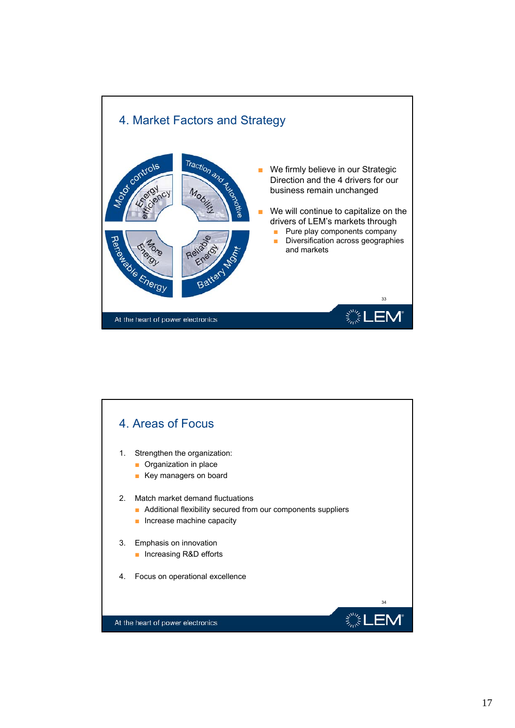## 4. Market Factors and Strategy

Motor controls — Energy efficiency

Traction and Automotive — Mobility

Renewable Energy — More Energy

Battery Mgmt — Reliable Energy

- We firmly believe in our Strategic Direction and the 4 drivers for our business remain unchanged
- We will continue to capitalize on the drivers of LEM's markets through
  - Pure play components company
  - Diversification across geographies and markets

At the heart of power electronics

## 4. Areas of Focus

1. Strengthen the organization:
   - Organization in place
   - Key managers on board
2. Match market demand fluctuations
   - Additional flexibility secured from our components suppliers
   - Increase machine capacity
3. Emphasis on innovation
   - Increasing R&D efforts
4. Focus on operational excellence

At the heart of power electronics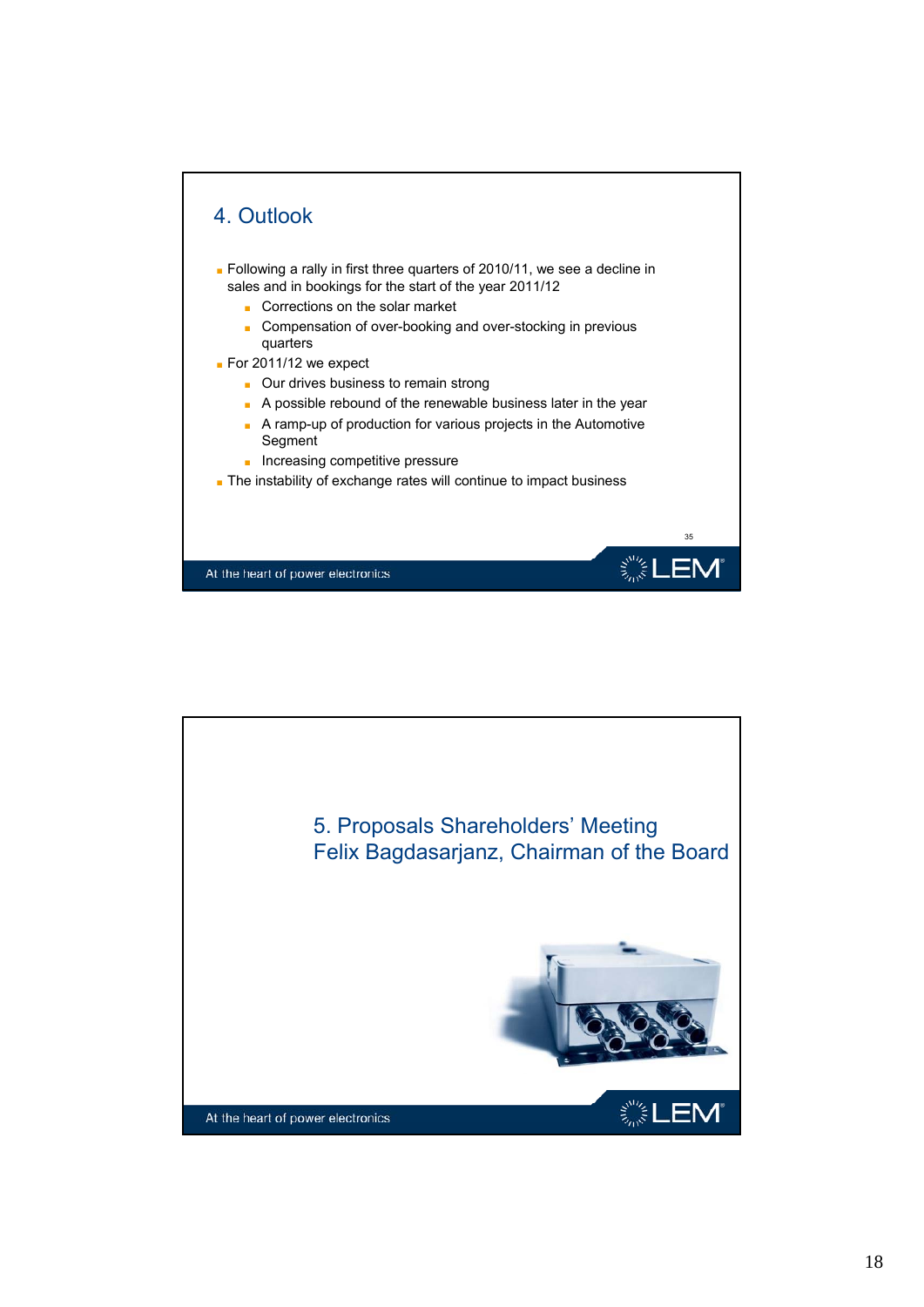## 4. Outlook

- Following a rally in first three quarters of 2010/11, we see a decline in sales and in bookings for the start of the year 2011/12
  - Corrections on the solar market
  - Compensation of over-booking and over-stocking in previous quarters
- For 2011/12 we expect
  - Our drives business to remain strong
  - A possible rebound of the renewable business later in the year
  - A ramp-up of production for various projects in the Automotive Segment
  - Increasing competitive pressure
- The instability of exchange rates will continue to impact business

At the heart of power electronics

## 5. Proposals Shareholders' Meeting
## Felix Bagdasarjanz, Chairman of the Board

At the heart of power electronics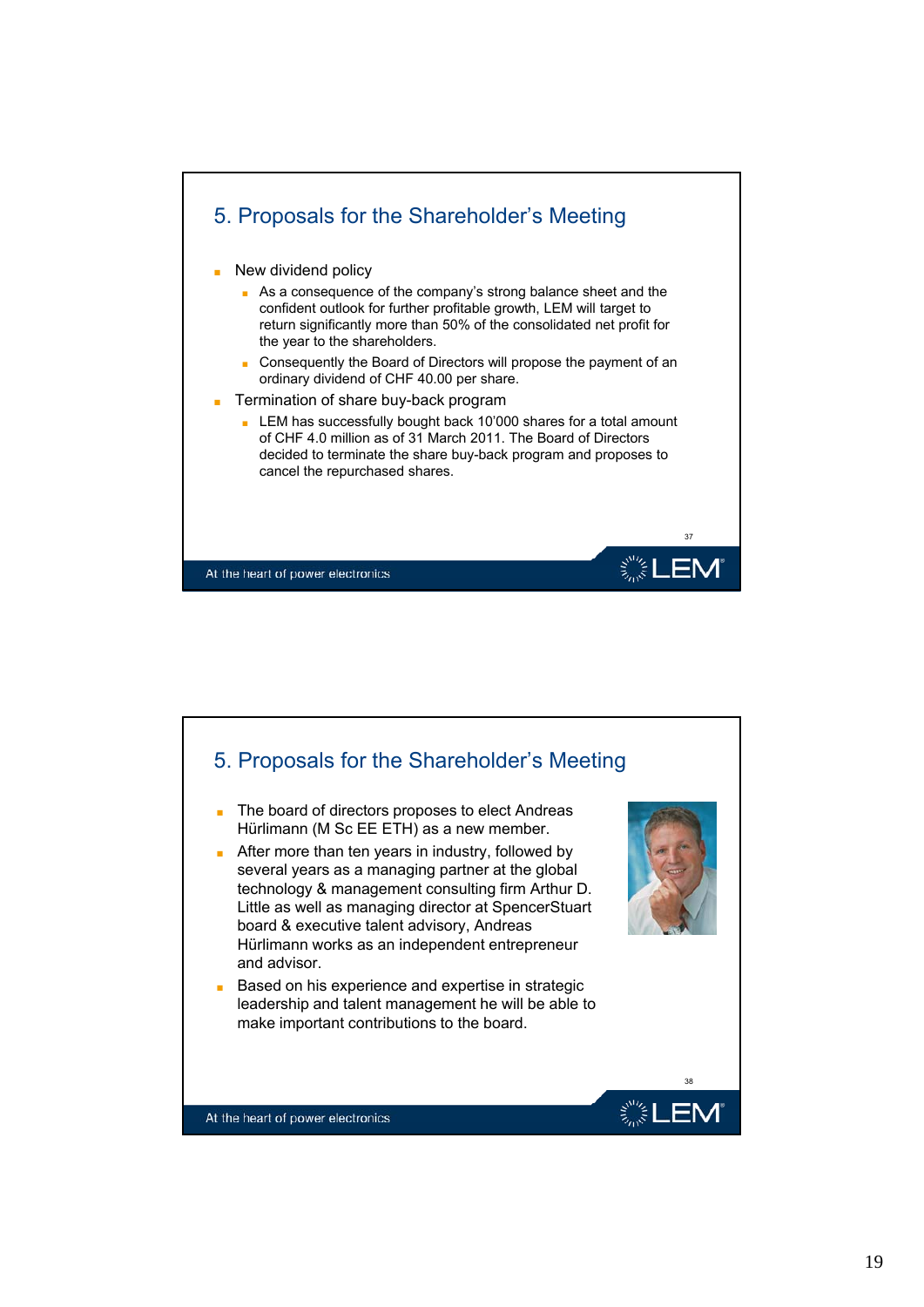## 5. Proposals for the Shareholder's Meeting

- New dividend policy
  - As a consequence of the company's strong balance sheet and the confident outlook for further profitable growth, LEM will target to return significantly more than 50% of the consolidated net profit for the year to the shareholders.
  - Consequently the Board of Directors will propose the payment of an ordinary dividend of CHF 40.00 per share.
- Termination of share buy-back program
  - LEM has successfully bought back 10'000 shares for a total amount of CHF 4.0 million as of 31 March 2011. The Board of Directors decided to terminate the share buy-back program and proposes to cancel the repurchased shares.

At the heart of power electronics

## 5. Proposals for the Shareholder's Meeting

- The board of directors proposes to elect Andreas Hürlimann (M Sc EE ETH) as a new member.
- After more than ten years in industry, followed by several years as a managing partner at the global technology & management consulting firm Arthur D. Little as well as managing director at SpencerStuart board & executive talent advisory, Andreas Hürlimann works as an independent entrepreneur and advisor.
- Based on his experience and expertise in strategic leadership and talent management he will be able to make important contributions to the board.

At the heart of power electronics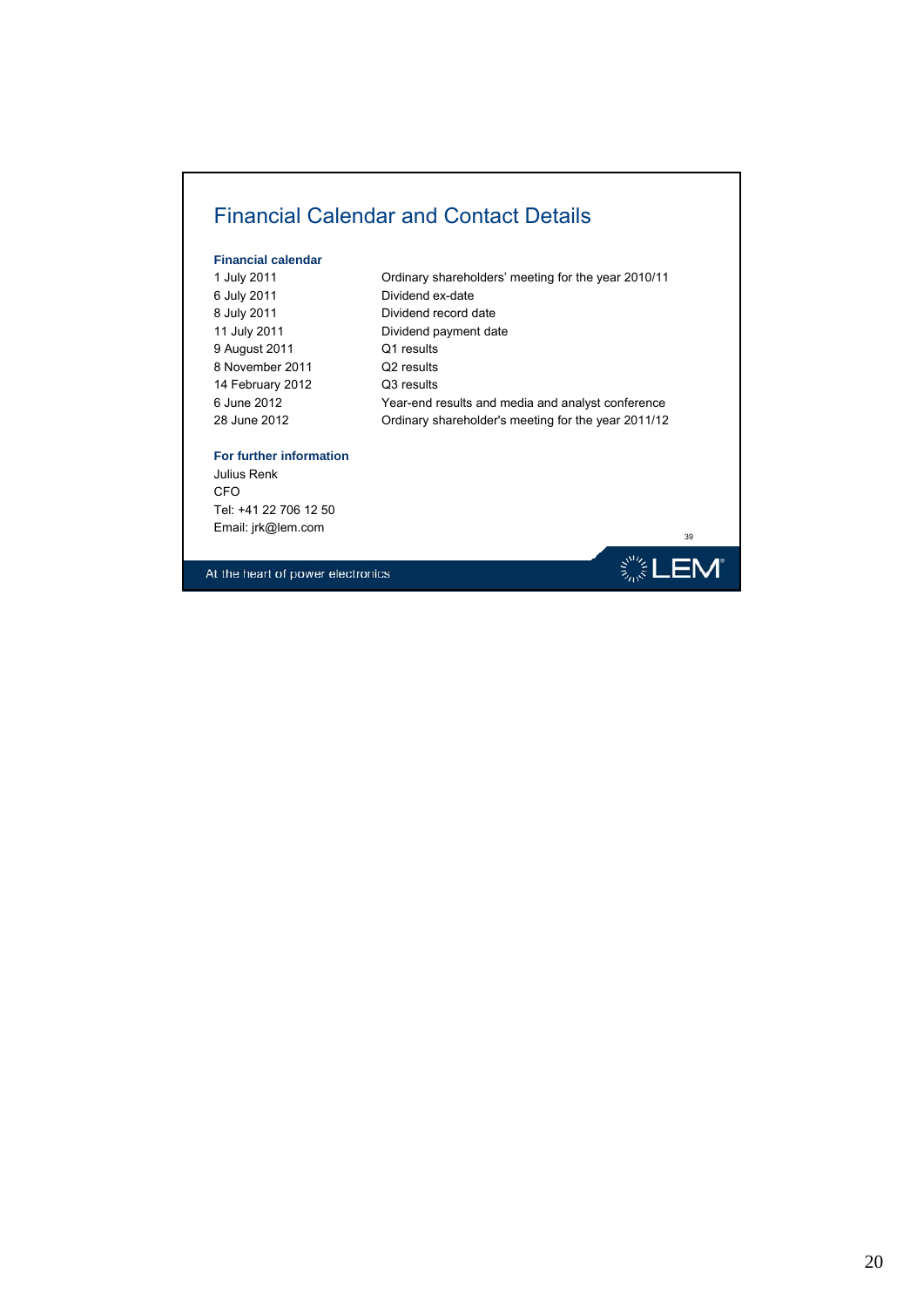# Financial Calendar and Contact Details

### Financial calendar

| | |
|---|---|
| 1 July 2011 | Ordinary shareholders' meeting for the year 2010/11 |
| 6 July 2011 | Dividend ex-date |
| 8 July 2011 | Dividend record date |
| 11 July 2011 | Dividend payment date |
| 9 August 2011 | Q1 results |
| 8 November 2011 | Q2 results |
| 14 February 2012 | Q3 results |
| 6 June 2012 | Year-end results and media and analyst conference |
| 28 June 2012 | Ordinary shareholder's meeting for the year 2011/12 |

### For further information

Julius Renk
CFO
Tel: +41 22 706 12 50
Email: jrk@lem.com

At the heart of power electronics

LEM